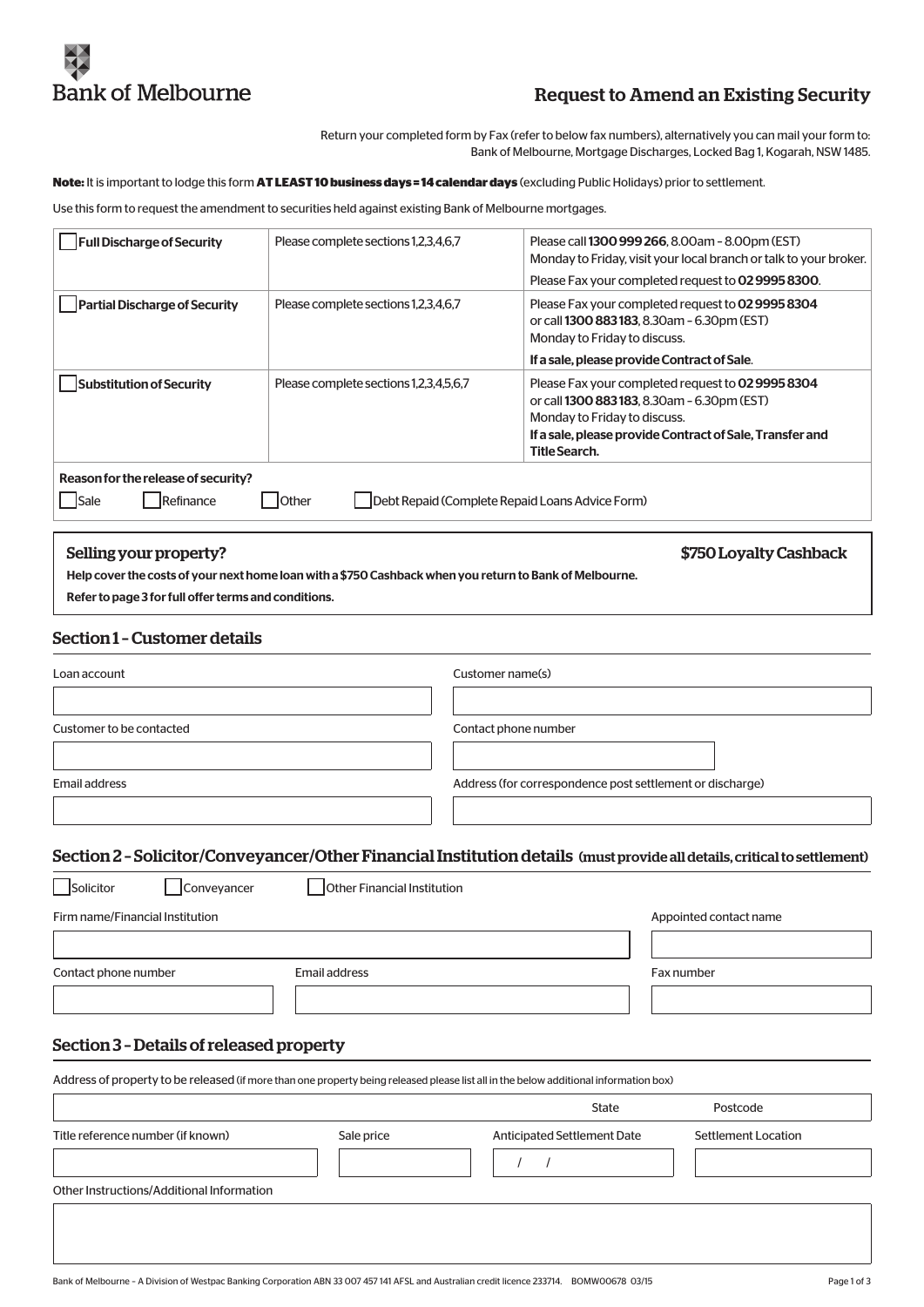Bank of Melbourne

# Request to Amend an Existing Security

Return your completed form by Fax (refer to below fax numbers), alternatively you can mail your form to: Bank of Melbourne, Mortgage Discharges, Locked Bag 1, Kogarah, NSW 1485.

**Note:** It is important to lodge this form **AT LEAST 10 business days = 14 calendar days** (excluding Public Holidays) prior to settlement.

Use this form to request the amendment to securities held against existing Bank of Melbourne mortgages.

| | | |
|---|---|---|
| ☐ **Full Discharge of Security** | Please complete sections 1,2,3,4,6,7 | Please call **1300 999 266**, 8.00am – 8.00pm (EST) Monday to Friday, visit your local branch or talk to your broker. Please Fax your completed request to **02 9995 8300**. |
| ☐ **Partial Discharge of Security** | Please complete sections 1,2,3,4,6,7 | Please Fax your completed request to **02 9995 8304** or call **1300 883 183**, 8.30am – 6.30pm (EST) Monday to Friday to discuss. **If a sale, please provide Contract of Sale**. |
| ☐ **Substitution of Security** | Please complete sections 1,2,3,4,5,6,7 | Please Fax your completed request to **02 9995 8304** or call **1300 883 183**, 8.30am – 6.30pm (EST) Monday to Friday to discuss. **If a sale, please provide Contract of Sale, Transfer and Title Search.** |

**Reason for the release of security?**

☐ Sale ☐ Refinance ☐ Other ☐ Debt Repaid (Complete Repaid Loans Advice Form)

**Selling your property?** **$750 Loyalty Cashback**

**Help cover the costs of your next home loan with a $750 Cashback when you return to Bank of Melbourne.**

**Refer to page 3 for full offer terms and conditions.**

## Section 1 – Customer details

Loan account

Customer name(s)

Customer to be contacted

Contact phone number

Email address

Address (for correspondence post settlement or discharge)

## Section 2 – Solicitor/Conveyancer/Other Financial Institution details (must provide all details, critical to settlement)

☐ Solicitor ☐ Conveyancer ☐ Other Financial Institution

Firm name/Financial Institution

Appointed contact name

Contact phone number

Email address

Fax number

## Section 3 – Details of released property

Address of property to be released (if more than one property being released please list all in the below additional information box)

State

Postcode

Title reference number (if known)

Sale price

Anticipated Settlement Date

/ /

Settlement Location

Other Instructions/Additional Information

Bank of Melbourne – A Division of Westpac Banking Corporation ABN 33 007 457 141 AFSL and Australian credit licence 233714. BOMW00678 03/15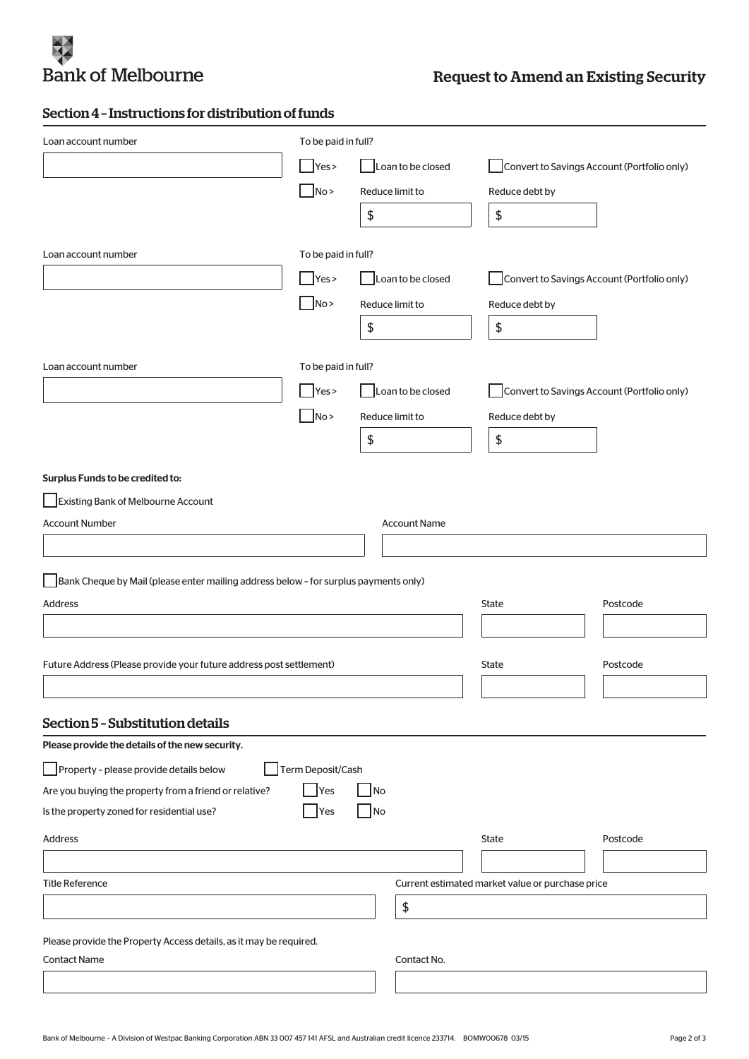# Request to Amend an Existing Security

## Section 4 – Instructions for distribution of funds

Loan account number

To be paid in full?

- [ ] Yes > - [ ] Loan to be closed - [ ] Convert to Savings Account (Portfolio only)
- [ ] No > Reduce limit to $ Reduce debt by $

Loan account number

To be paid in full?

- [ ] Yes > - [ ] Loan to be closed - [ ] Convert to Savings Account (Portfolio only)
- [ ] No > Reduce limit to $ Reduce debt by $

Loan account number

To be paid in full?

- [ ] Yes > - [ ] Loan to be closed - [ ] Convert to Savings Account (Portfolio only)
- [ ] No > Reduce limit to $ Reduce debt by $

**Surplus Funds to be credited to:**

- [ ] Existing Bank of Melbourne Account

Account Number

Account Name

- [ ] Bank Cheque by Mail (please enter mailing address below – for surplus payments only)

Address

State

Postcode

Future Address (Please provide your future address post settlement)

State

Postcode

## Section 5 – Substitution details

**Please provide the details of the new security.**

- [ ] Property – please provide details below - [ ] Term Deposit/Cash

Are you buying the property from a friend or relative? - [ ] Yes - [ ] No

Is the property zoned for residential use? - [ ] Yes - [ ] No

Address

State

Postcode

Title Reference

Current estimated market value or purchase price

$

Please provide the Property Access details, as it may be required.

Contact Name

Contact No.

Bank of Melbourne – A Division of Westpac Banking Corporation ABN 33 007 457 141 AFSL and Australian credit licence 233714. BOMW00678 03/15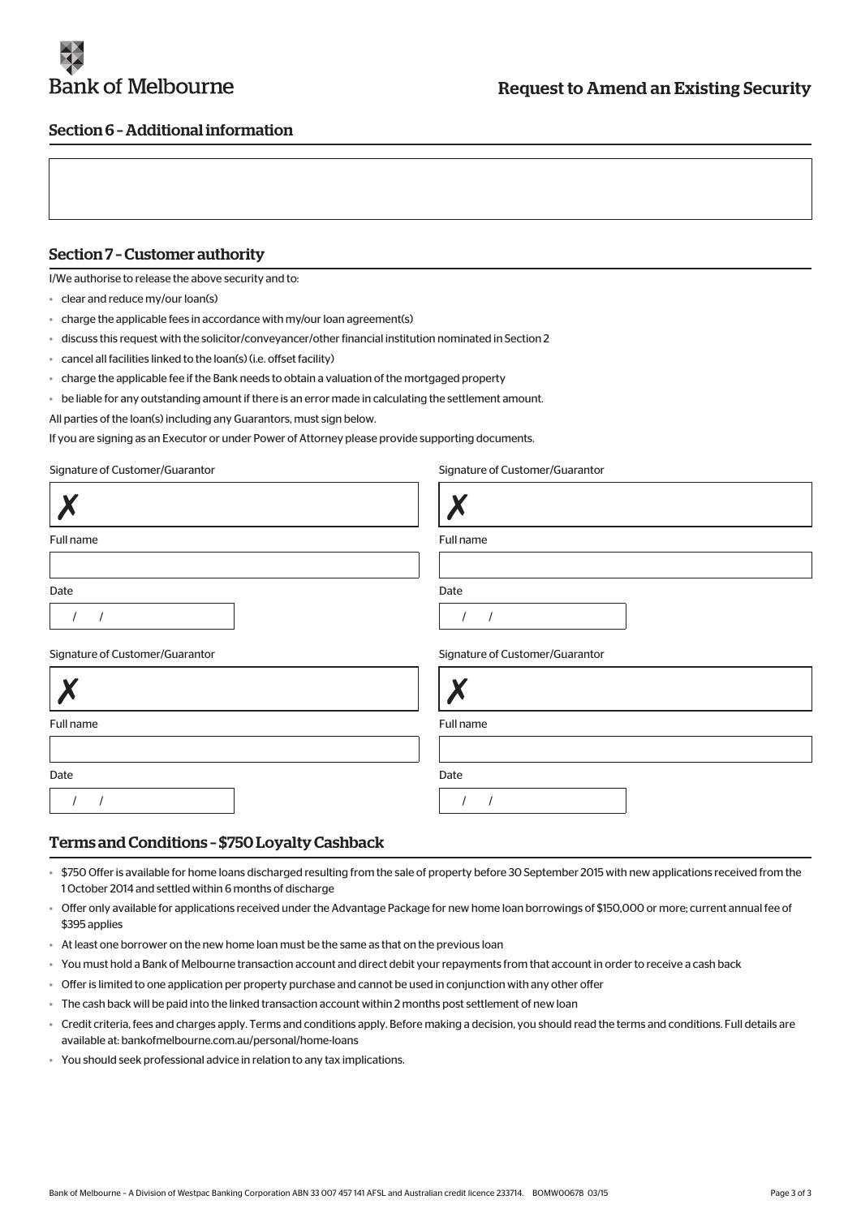# Request to Amend an Existing Security

## Section 6 – Additional information

## Section 7 – Customer authority

I/We authorise to release the above security and to:

- clear and reduce my/our loan(s)
- charge the applicable fees in accordance with my/our loan agreement(s)
- discuss this request with the solicitor/conveyancer/other financial institution nominated in Section 2
- cancel all facilities linked to the loan(s) (i.e. offset facility)
- charge the applicable fee if the Bank needs to obtain a valuation of the mortgaged property
- be liable for any outstanding amount if there is an error made in calculating the settlement amount.

All parties of the loan(s) including any Guarantors, must sign below.

If you are signing as an Executor or under Power of Attorney please provide supporting documents.

Signature of Customer/Guarantor

✗

Full name

Date

/ /

Signature of Customer/Guarantor

✗

Full name

Date

/ /

Signature of Customer/Guarantor

✗

Full name

Date

/ /

Signature of Customer/Guarantor

✗

Full name

Date

/ /

## Terms and Conditions – $750 Loyalty Cashback

- $750 Offer is available for home loans discharged resulting from the sale of property before 30 September 2015 with new applications received from the 1 October 2014 and settled within 6 months of discharge
- Offer only available for applications received under the Advantage Package for new home loan borrowings of $150,000 or more; current annual fee of $395 applies
- At least one borrower on the new home loan must be the same as that on the previous loan
- You must hold a Bank of Melbourne transaction account and direct debit your repayments from that account in order to receive a cash back
- Offer is limited to one application per property purchase and cannot be used in conjunction with any other offer
- The cash back will be paid into the linked transaction account within 2 months post settlement of new loan
- Credit criteria, fees and charges apply. Terms and conditions apply. Before making a decision, you should read the terms and conditions. Full details are available at: bankofmelbourne.com.au/personal/home-loans
- You should seek professional advice in relation to any tax implications.

Bank of Melbourne – A Division of Westpac Banking Corporation ABN 33 007 457 141 AFSL and Australian credit licence 233714. BOMW00678 03/15